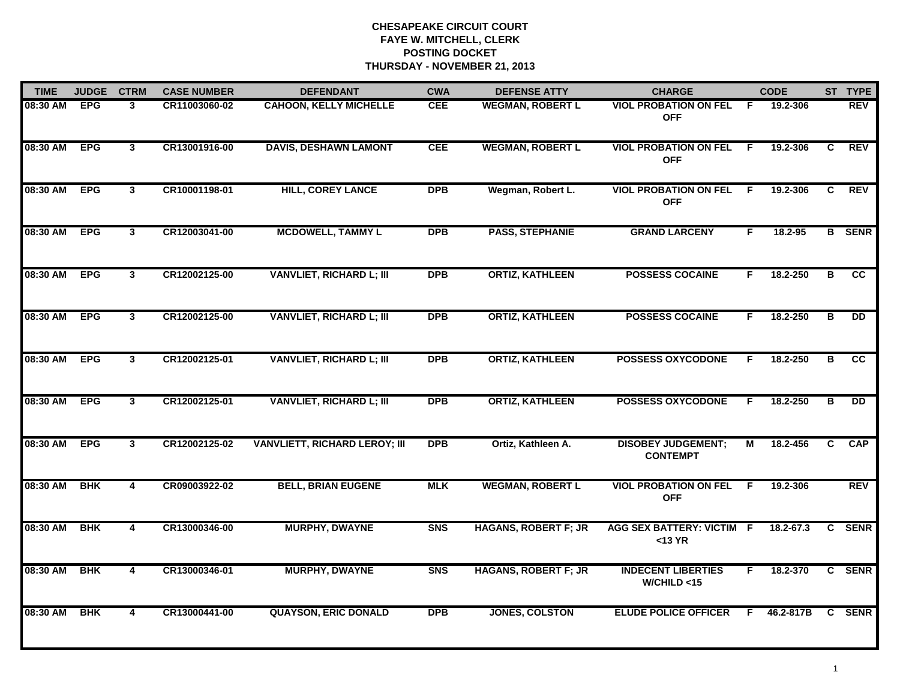**CHESAPEAKE CIRCUIT COURT**
**FAYE W. MITCHELL, CLERK**
**POSTING DOCKET**
**THURSDAY - NOVEMBER 21, 2013**

| TIME | JUDGE | CTRM | CASE NUMBER | DEFENDANT | CWA | DEFENSE ATTY | CHARGE | | CODE | ST | TYPE |
|---|---|---|---|---|---|---|---|---|---|---|---|
| 08:30 AM | EPG | 3 | CR11003060-02 | CAHOON, KELLY MICHELLE | CEE | WEGMAN, ROBERT L | VIOL PROBATION ON FEL OFF | F | 19.2-306 | | REV |
| 08:30 AM | EPG | 3 | CR13001916-00 | DAVIS, DESHAWN LAMONT | CEE | WEGMAN, ROBERT L | VIOL PROBATION ON FEL OFF | F | 19.2-306 | C | REV |
| 08:30 AM | EPG | 3 | CR10001198-01 | HILL, COREY LANCE | DPB | Wegman, Robert L. | VIOL PROBATION ON FEL OFF | F | 19.2-306 | C | REV |
| 08:30 AM | EPG | 3 | CR12003041-00 | MCDOWELL, TAMMY L | DPB | PASS, STEPHANIE | GRAND LARCENY | F | 18.2-95 | B | SENR |
| 08:30 AM | EPG | 3 | CR12002125-00 | VANVLIET, RICHARD L; III | DPB | ORTIZ, KATHLEEN | POSSESS COCAINE | F | 18.2-250 | B | CC |
| 08:30 AM | EPG | 3 | CR12002125-00 | VANVLIET, RICHARD L; III | DPB | ORTIZ, KATHLEEN | POSSESS COCAINE | F | 18.2-250 | B | DD |
| 08:30 AM | EPG | 3 | CR12002125-01 | VANVLIET, RICHARD L; III | DPB | ORTIZ, KATHLEEN | POSSESS OXYCODONE | F | 18.2-250 | B | CC |
| 08:30 AM | EPG | 3 | CR12002125-01 | VANVLIET, RICHARD L; III | DPB | ORTIZ, KATHLEEN | POSSESS OXYCODONE | F | 18.2-250 | B | DD |
| 08:30 AM | EPG | 3 | CR12002125-02 | VANVLIETT, RICHARD LEROY; III | DPB | Ortiz, Kathleen A. | DISOBEY JUDGEMENT; CONTEMPT | M | 18.2-456 | C | CAP |
| 08:30 AM | BHK | 4 | CR09003922-02 | BELL, BRIAN EUGENE | MLK | WEGMAN, ROBERT L | VIOL PROBATION ON FEL OFF | F | 19.2-306 | | REV |
| 08:30 AM | BHK | 4 | CR13000346-00 | MURPHY, DWAYNE | SNS | HAGANS, ROBERT F; JR | AGG SEX BATTERY: VICTIM <13 YR | F | 18.2-67.3 | C | SENR |
| 08:30 AM | BHK | 4 | CR13000346-01 | MURPHY, DWAYNE | SNS | HAGANS, ROBERT F; JR | INDECENT LIBERTIES W/CHILD <15 | F | 18.2-370 | C | SENR |
| 08:30 AM | BHK | 4 | CR13000441-00 | QUAYSON, ERIC DONALD | DPB | JONES, COLSTON | ELUDE POLICE OFFICER | F | 46.2-817B | C | SENR |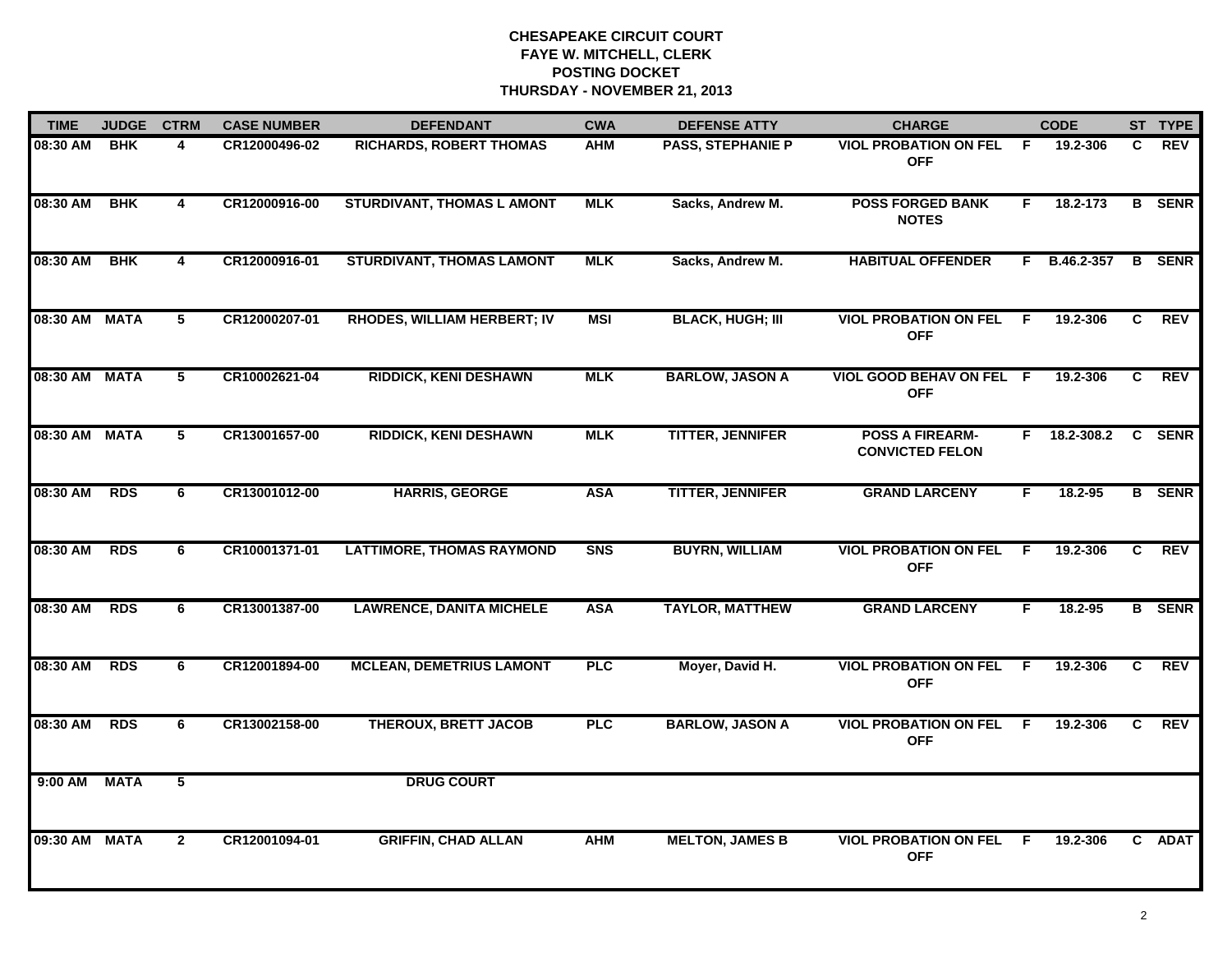**CHESAPEAKE CIRCUIT COURT**
**FAYE W. MITCHELL, CLERK**
**POSTING DOCKET**
**THURSDAY - NOVEMBER 21, 2013**

| TIME | JUDGE | CTRM | CASE NUMBER | DEFENDANT | CWA | DEFENSE ATTY | CHARGE | | CODE | ST | TYPE |
|---|---|---|---|---|---|---|---|---|---|---|---|
| 08:30 AM | BHK | 4 | CR12000496-02 | RICHARDS, ROBERT THOMAS | AHM | PASS, STEPHANIE P | VIOL PROBATION ON FEL OFF | F | 19.2-306 | C | REV |
| 08:30 AM | BHK | 4 | CR12000916-00 | STURDIVANT, THOMAS L AMONT | MLK | Sacks, Andrew M. | POSS FORGED BANK NOTES | F | 18.2-173 | B | SENR |
| 08:30 AM | BHK | 4 | CR12000916-01 | STURDIVANT, THOMAS LAMONT | MLK | Sacks, Andrew M. | HABITUAL OFFENDER | F | B.46.2-357 | B | SENR |
| 08:30 AM | MATA | 5 | CR12000207-01 | RHODES, WILLIAM HERBERT; IV | MSI | BLACK, HUGH; III | VIOL PROBATION ON FEL OFF | F | 19.2-306 | C | REV |
| 08:30 AM | MATA | 5 | CR10002621-04 | RIDDICK, KENI DESHAWN | MLK | BARLOW, JASON A | VIOL GOOD BEHAV ON FEL OFF | F | 19.2-306 | C | REV |
| 08:30 AM | MATA | 5 | CR13001657-00 | RIDDICK, KENI DESHAWN | MLK | TITTER, JENNIFER | POSS A FIREARM- CONVICTED FELON | F | 18.2-308.2 | C | SENR |
| 08:30 AM | RDS | 6 | CR13001012-00 | HARRIS, GEORGE | ASA | TITTER, JENNIFER | GRAND LARCENY | F | 18.2-95 | B | SENR |
| 08:30 AM | RDS | 6 | CR10001371-01 | LATTIMORE, THOMAS RAYMOND | SNS | BUYRN, WILLIAM | VIOL PROBATION ON FEL OFF | F | 19.2-306 | C | REV |
| 08:30 AM | RDS | 6 | CR13001387-00 | LAWRENCE, DANITA MICHELE | ASA | TAYLOR, MATTHEW | GRAND LARCENY | F | 18.2-95 | B | SENR |
| 08:30 AM | RDS | 6 | CR12001894-00 | MCLEAN, DEMETRIUS LAMONT | PLC | Moyer, David H. | VIOL PROBATION ON FEL OFF | F | 19.2-306 | C | REV |
| 08:30 AM | RDS | 6 | CR13002158-00 | THEROUX, BRETT JACOB | PLC | BARLOW, JASON A | VIOL PROBATION ON FEL OFF | F | 19.2-306 | C | REV |
| 9:00 AM | MATA | 5 | | DRUG COURT | | | | | | | |
| 09:30 AM | MATA | 2 | CR12001094-01 | GRIFFIN, CHAD ALLAN | AHM | MELTON, JAMES B | VIOL PROBATION ON FEL OFF | F | 19.2-306 | C | ADAT |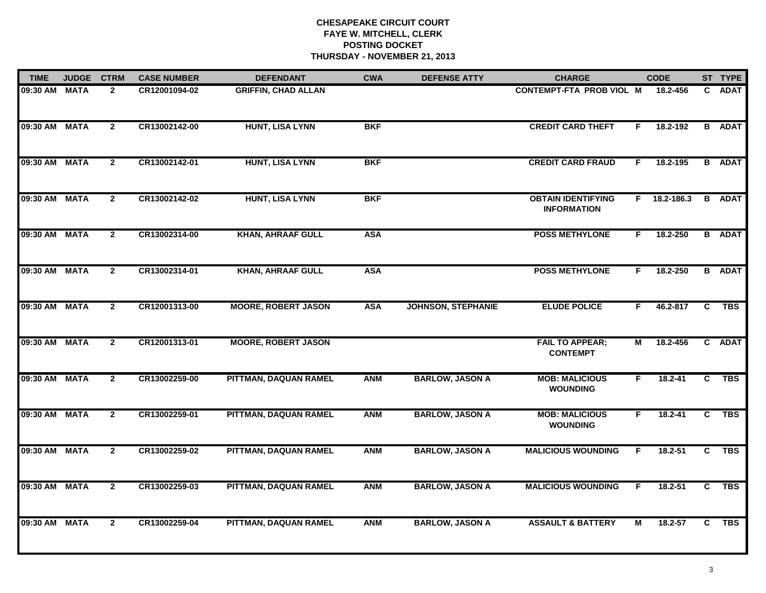# CHESAPEAKE CIRCUIT COURT
## FAYE W. MITCHELL, CLERK
## POSTING DOCKET
## THURSDAY - NOVEMBER 21, 2013

| TIME | JUDGE | CTRM | CASE NUMBER | DEFENDANT | CWA | DEFENSE ATTY | CHARGE | | CODE | ST | TYPE |
|---|---|---|---|---|---|---|---|---|---|---|---|
| 09:30 AM | MATA | 2 | CR12001094-02 | GRIFFIN, CHAD ALLAN | | | CONTEMPT-FTA PROB VIOL | M | 18.2-456 | C | ADAT |
| 09:30 AM | MATA | 2 | CR13002142-00 | HUNT, LISA LYNN | BKF | | CREDIT CARD THEFT | F | 18.2-192 | B | ADAT |
| 09:30 AM | MATA | 2 | CR13002142-01 | HUNT, LISA LYNN | BKF | | CREDIT CARD FRAUD | F | 18.2-195 | B | ADAT |
| 09:30 AM | MATA | 2 | CR13002142-02 | HUNT, LISA LYNN | BKF | | OBTAIN IDENTIFYING INFORMATION | F | 18.2-186.3 | B | ADAT |
| 09:30 AM | MATA | 2 | CR13002314-00 | KHAN, AHRAAF GULL | ASA | | POSS METHYLONE | F | 18.2-250 | B | ADAT |
| 09:30 AM | MATA | 2 | CR13002314-01 | KHAN, AHRAAF GULL | ASA | | POSS METHYLONE | F | 18.2-250 | B | ADAT |
| 09:30 AM | MATA | 2 | CR12001313-00 | MOORE, ROBERT JASON | ASA | JOHNSON, STEPHANIE | ELUDE POLICE | F | 46.2-817 | C | TBS |
| 09:30 AM | MATA | 2 | CR12001313-01 | MOORE, ROBERT JASON | | | FAIL TO APPEAR; CONTEMPT | M | 18.2-456 | C | ADAT |
| 09:30 AM | MATA | 2 | CR13002259-00 | PITTMAN, DAQUAN RAMEL | ANM | BARLOW, JASON A | MOB: MALICIOUS WOUNDING | F | 18.2-41 | C | TBS |
| 09:30 AM | MATA | 2 | CR13002259-01 | PITTMAN, DAQUAN RAMEL | ANM | BARLOW, JASON A | MOB: MALICIOUS WOUNDING | F | 18.2-41 | C | TBS |
| 09:30 AM | MATA | 2 | CR13002259-02 | PITTMAN, DAQUAN RAMEL | ANM | BARLOW, JASON A | MALICIOUS WOUNDING | F | 18.2-51 | C | TBS |
| 09:30 AM | MATA | 2 | CR13002259-03 | PITTMAN, DAQUAN RAMEL | ANM | BARLOW, JASON A | MALICIOUS WOUNDING | F | 18.2-51 | C | TBS |
| 09:30 AM | MATA | 2 | CR13002259-04 | PITTMAN, DAQUAN RAMEL | ANM | BARLOW, JASON A | ASSAULT & BATTERY | M | 18.2-57 | C | TBS |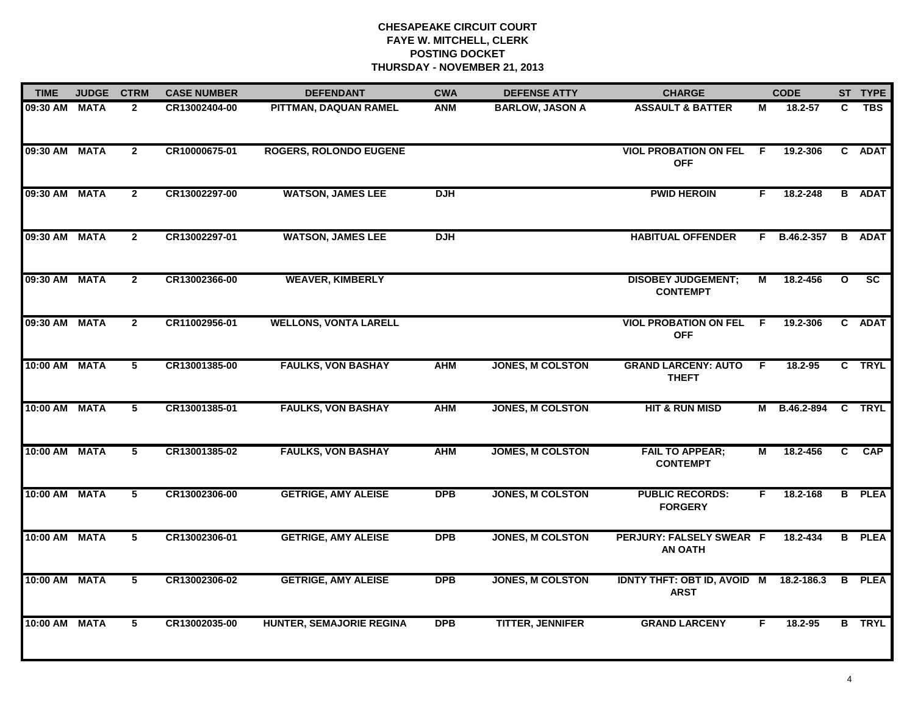# CHESAPEAKE CIRCUIT COURT
## FAYE W. MITCHELL, CLERK
## POSTING DOCKET
## THURSDAY - NOVEMBER 21, 2013

| TIME | JUDGE | CTRM | CASE NUMBER | DEFENDANT | CWA | DEFENSE ATTY | CHARGE | | CODE | ST | TYPE |
|---|---|---|---|---|---|---|---|---|---|---|---|
| 09:30 AM | MATA | 2 | CR13002404-00 | PITTMAN, DAQUAN RAMEL | ANM | BARLOW, JASON A | ASSAULT & BATTER | M | 18.2-57 | C | TBS |
| 09:30 AM | MATA | 2 | CR10000675-01 | ROGERS, ROLONDO EUGENE | | | VIOL PROBATION ON FEL OFF | F | 19.2-306 | C | ADAT |
| 09:30 AM | MATA | 2 | CR13002297-00 | WATSON, JAMES LEE | DJH | | PWID HEROIN | F | 18.2-248 | B | ADAT |
| 09:30 AM | MATA | 2 | CR13002297-01 | WATSON, JAMES LEE | DJH | | HABITUAL OFFENDER | F | B.46.2-357 | B | ADAT |
| 09:30 AM | MATA | 2 | CR13002366-00 | WEAVER, KIMBERLY | | | DISOBEY JUDGEMENT; CONTEMPT | M | 18.2-456 | O | SC |
| 09:30 AM | MATA | 2 | CR11002956-01 | WELLONS, VONTA LARELL | | | VIOL PROBATION ON FEL OFF | F | 19.2-306 | C | ADAT |
| 10:00 AM | MATA | 5 | CR13001385-00 | FAULKS, VON BASHAY | AHM | JONES, M COLSTON | GRAND LARCENY: AUTO THEFT | F | 18.2-95 | C | TRYL |
| 10:00 AM | MATA | 5 | CR13001385-01 | FAULKS, VON BASHAY | AHM | JONES, M COLSTON | HIT & RUN MISD | M | B.46.2-894 | C | TRYL |
| 10:00 AM | MATA | 5 | CR13001385-02 | FAULKS, VON BASHAY | AHM | JOMES, M COLSTON | FAIL TO APPEAR; CONTEMPT | M | 18.2-456 | C | CAP |
| 10:00 AM | MATA | 5 | CR13002306-00 | GETRIGE, AMY ALEISE | DPB | JONES, M COLSTON | PUBLIC RECORDS: FORGERY | F | 18.2-168 | B | PLEA |
| 10:00 AM | MATA | 5 | CR13002306-01 | GETRIGE, AMY ALEISE | DPB | JONES, M COLSTON | PERJURY: FALSELY SWEAR AN OATH | F | 18.2-434 | B | PLEA |
| 10:00 AM | MATA | 5 | CR13002306-02 | GETRIGE, AMY ALEISE | DPB | JONES, M COLSTON | IDNTY THFT: OBT ID, AVOID ARST | M | 18.2-186.3 | B | PLEA |
| 10:00 AM | MATA | 5 | CR13002035-00 | HUNTER, SEMAJORIE REGINA | DPB | TITTER, JENNIFER | GRAND LARCENY | F | 18.2-95 | B | TRYL |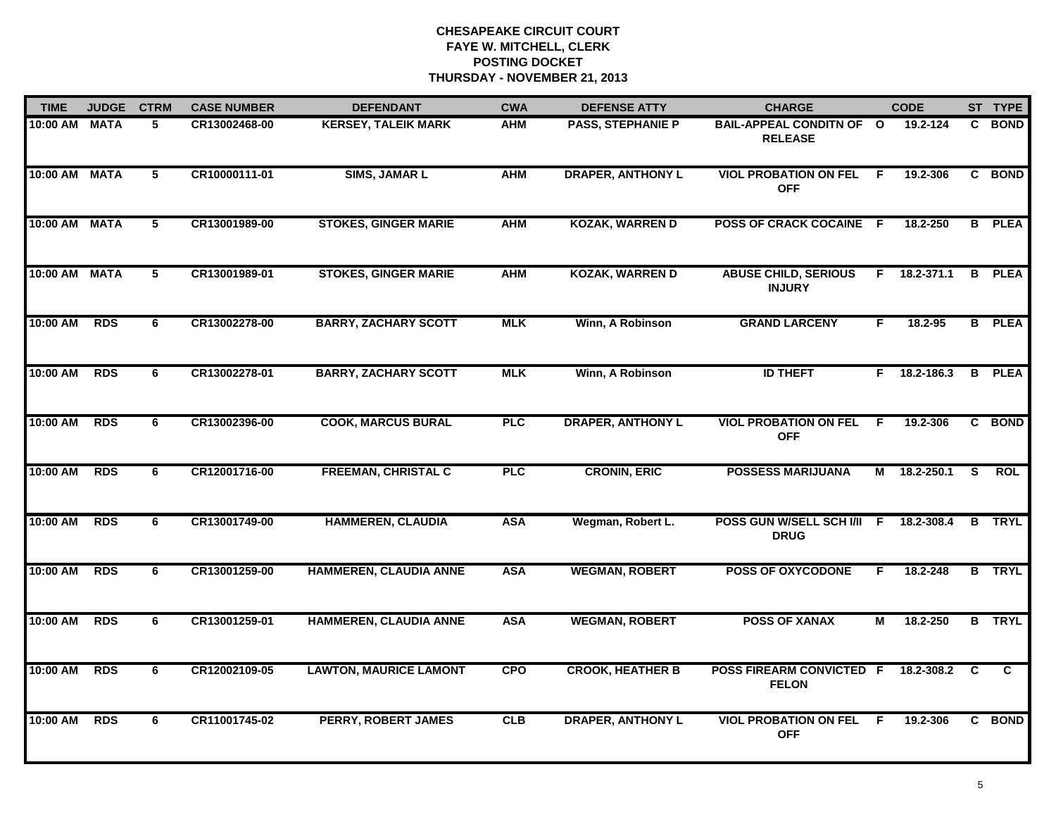**CHESAPEAKE CIRCUIT COURT**
**FAYE W. MITCHELL, CLERK**
**POSTING DOCKET**
**THURSDAY - NOVEMBER 21, 2013**

| TIME | JUDGE | CTRM | CASE NUMBER | DEFENDANT | CWA | DEFENSE ATTY | CHARGE | | CODE | ST | TYPE |
|---|---|---|---|---|---|---|---|---|---|---|---|
| 10:00 AM | MATA | 5 | CR13002468-00 | KERSEY, TALEIK MARK | AHM | PASS, STEPHANIE P | BAIL-APPEAL CONDITN OF RELEASE | O | 19.2-124 | C | BOND |
| 10:00 AM | MATA | 5 | CR10000111-01 | SIMS, JAMAR L | AHM | DRAPER, ANTHONY L | VIOL PROBATION ON FEL OFF | F | 19.2-306 | C | BOND |
| 10:00 AM | MATA | 5 | CR13001989-00 | STOKES, GINGER MARIE | AHM | KOZAK, WARREN D | POSS OF CRACK COCAINE | F | 18.2-250 | B | PLEA |
| 10:00 AM | MATA | 5 | CR13001989-01 | STOKES, GINGER MARIE | AHM | KOZAK, WARREN D | ABUSE CHILD, SERIOUS INJURY | F | 18.2-371.1 | B | PLEA |
| 10:00 AM | RDS | 6 | CR13002278-00 | BARRY, ZACHARY SCOTT | MLK | Winn, A Robinson | GRAND LARCENY | F | 18.2-95 | B | PLEA |
| 10:00 AM | RDS | 6 | CR13002278-01 | BARRY, ZACHARY SCOTT | MLK | Winn, A Robinson | ID THEFT | F | 18.2-186.3 | B | PLEA |
| 10:00 AM | RDS | 6 | CR13002396-00 | COOK, MARCUS BURAL | PLC | DRAPER, ANTHONY L | VIOL PROBATION ON FEL OFF | F | 19.2-306 | C | BOND |
| 10:00 AM | RDS | 6 | CR12001716-00 | FREEMAN, CHRISTAL C | PLC | CRONIN, ERIC | POSSESS MARIJUANA | M | 18.2-250.1 | S | ROL |
| 10:00 AM | RDS | 6 | CR13001749-00 | HAMMEREN, CLAUDIA | ASA | Wegman, Robert L. | POSS GUN W/SELL SCH I/II DRUG | F | 18.2-308.4 | B | TRYL |
| 10:00 AM | RDS | 6 | CR13001259-00 | HAMMEREN, CLAUDIA ANNE | ASA | WEGMAN, ROBERT | POSS OF OXYCODONE | F | 18.2-248 | B | TRYL |
| 10:00 AM | RDS | 6 | CR13001259-01 | HAMMEREN, CLAUDIA ANNE | ASA | WEGMAN, ROBERT | POSS OF XANAX | M | 18.2-250 | B | TRYL |
| 10:00 AM | RDS | 6 | CR12002109-05 | LAWTON, MAURICE LAMONT | CPO | CROOK, HEATHER B | POSS FIREARM CONVICTED FELON | F | 18.2-308.2 | C | C |
| 10:00 AM | RDS | 6 | CR11001745-02 | PERRY, ROBERT JAMES | CLB | DRAPER, ANTHONY L | VIOL PROBATION ON FEL OFF | F | 19.2-306 | C | BOND |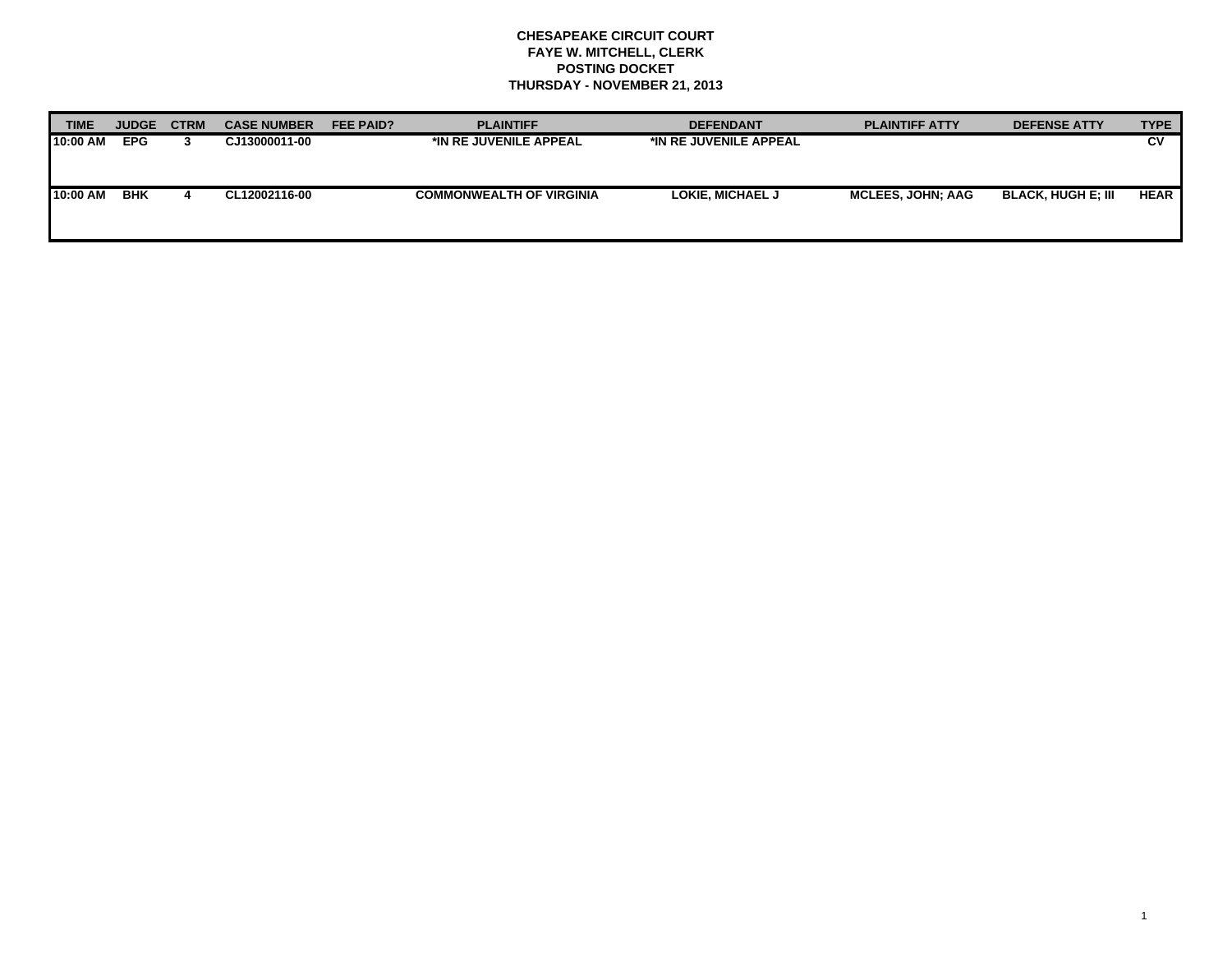**CHESAPEAKE CIRCUIT COURT**
**FAYE W. MITCHELL, CLERK**
**POSTING DOCKET**
**THURSDAY - NOVEMBER 21, 2013**

| TIME | JUDGE | CTRM | CASE NUMBER | FEE PAID? | PLAINTIFF | DEFENDANT | PLAINTIFF ATTY | DEFENSE ATTY | TYPE |
|---|---|---|---|---|---|---|---|---|---|
| 10:00 AM | EPG | 3 | CJ13000011-00 | | *IN RE JUVENILE APPEAL | *IN RE JUVENILE APPEAL | | | CV |
| 10:00 AM | BHK | 4 | CL12002116-00 | | COMMONWEALTH OF VIRGINIA | LOKIE, MICHAEL J | MCLEES, JOHN; AAG | BLACK, HUGH E; III | HEAR |